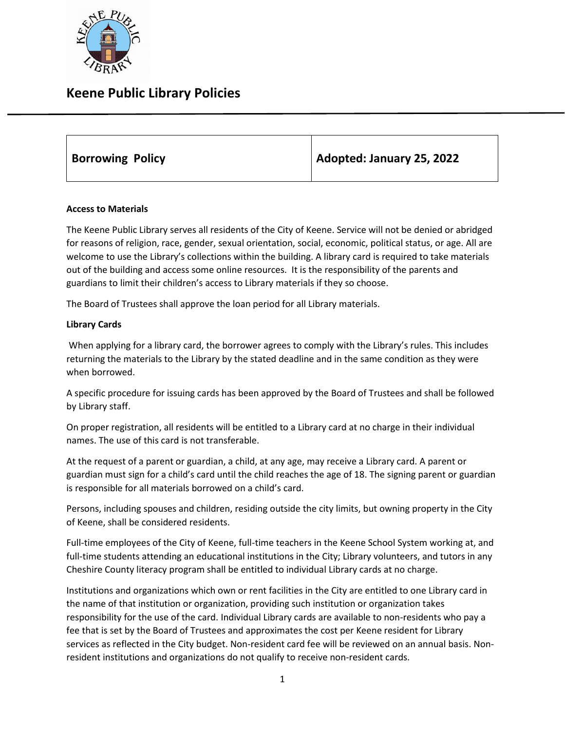# Keene Public Library Policies

| Borrowing Policy | Adopted: January 25, 2022 |
|---|---|

**Access to Materials**

The Keene Public Library serves all residents of the City of Keene. Service will not be denied or abridged for reasons of religion, race, gender, sexual orientation, social, economic, political status, or age. All are welcome to use the Library's collections within the building. A library card is required to take materials out of the building and access some online resources. It is the responsibility of the parents and guardians to limit their children's access to Library materials if they so choose.

The Board of Trustees shall approve the loan period for all Library materials.

**Library Cards**

When applying for a library card, the borrower agrees to comply with the Library's rules. This includes returning the materials to the Library by the stated deadline and in the same condition as they were when borrowed.

A specific procedure for issuing cards has been approved by the Board of Trustees and shall be followed by Library staff.

On proper registration, all residents will be entitled to a Library card at no charge in their individual names. The use of this card is not transferable.

At the request of a parent or guardian, a child, at any age, may receive a Library card. A parent or guardian must sign for a child's card until the child reaches the age of 18. The signing parent or guardian is responsible for all materials borrowed on a child's card.

Persons, including spouses and children, residing outside the city limits, but owning property in the City of Keene, shall be considered residents.

Full-time employees of the City of Keene, full-time teachers in the Keene School System working at, and full-time students attending an educational institutions in the City; Library volunteers, and tutors in any Cheshire County literacy program shall be entitled to individual Library cards at no charge.

Institutions and organizations which own or rent facilities in the City are entitled to one Library card in the name of that institution or organization, providing such institution or organization takes responsibility for the use of the card. Individual Library cards are available to non-residents who pay a fee that is set by the Board of Trustees and approximates the cost per Keene resident for Library services as reflected in the City budget. Non-resident card fee will be reviewed on an annual basis. Non-resident institutions and organizations do not qualify to receive non-resident cards.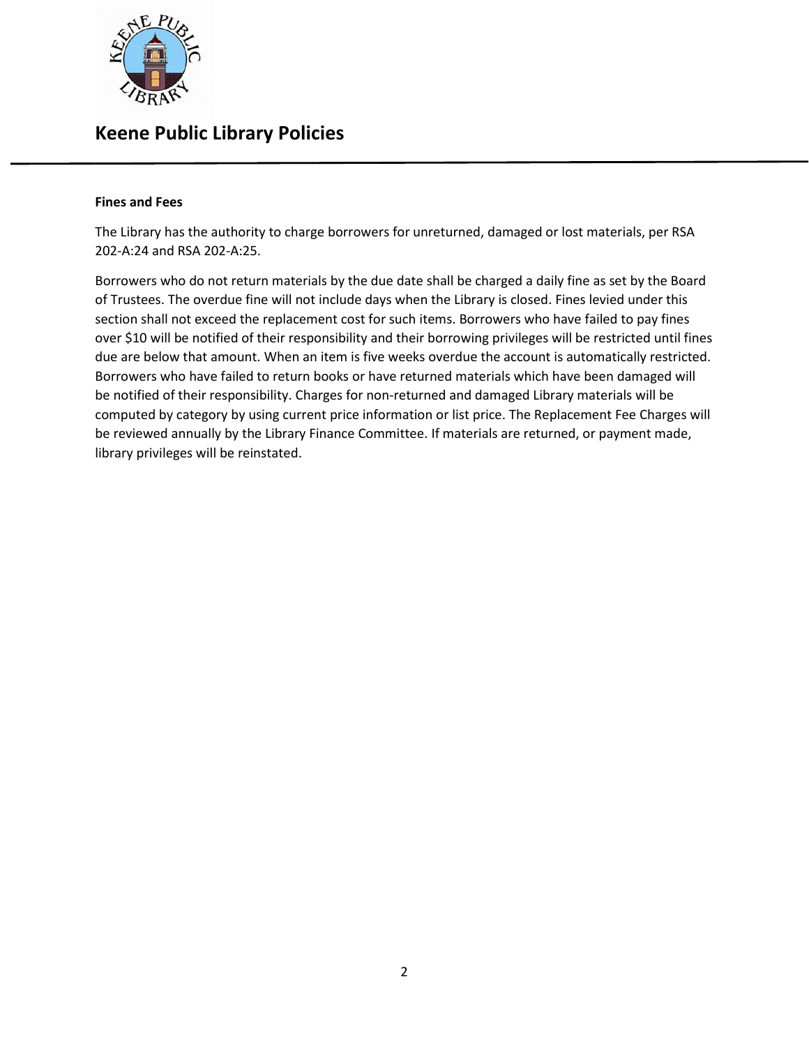# Keene Public Library Policies

**Fines and Fees**

The Library has the authority to charge borrowers for unreturned, damaged or lost materials, per RSA 202-A:24 and RSA 202-A:25.

Borrowers who do not return materials by the due date shall be charged a daily fine as set by the Board of Trustees. The overdue fine will not include days when the Library is closed. Fines levied under this section shall not exceed the replacement cost for such items. Borrowers who have failed to pay fines over $10 will be notified of their responsibility and their borrowing privileges will be restricted until fines due are below that amount. When an item is five weeks overdue the account is automatically restricted. Borrowers who have failed to return books or have returned materials which have been damaged will be notified of their responsibility. Charges for non-returned and damaged Library materials will be computed by category by using current price information or list price. The Replacement Fee Charges will be reviewed annually by the Library Finance Committee. If materials are returned, or payment made, library privileges will be reinstated.